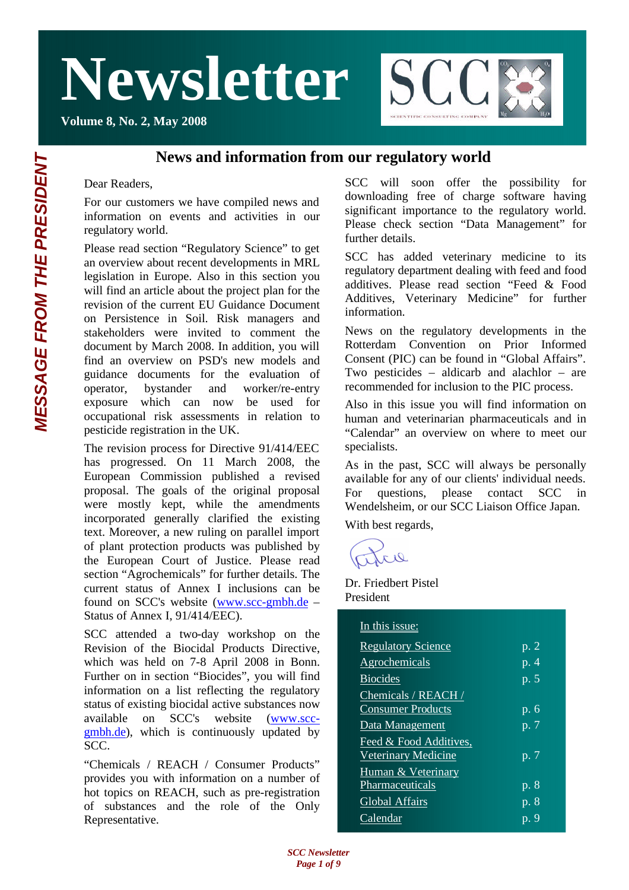# Newsletter

**Volume 8, No. 2, May 2008**

SCC

SCIENTIFIC CONSULTING COMPANY

*MESSAGE FROM THE PRESIDENT*

## News and information from our regulatory world

Dear Readers,

For our customers we have compiled news and information on events and activities in our regulatory world.

Please read section "Regulatory Science" to get an overview about recent developments in MRL legislation in Europe. Also in this section you will find an article about the project plan for the revision of the current EU Guidance Document on Persistence in Soil. Risk managers and stakeholders were invited to comment the document by March 2008. In addition, you will find an overview on PSD's new models and guidance documents for the evaluation of operator, bystander and worker/re-entry exposure which can now be used for occupational risk assessments in relation to pesticide registration in the UK.

The revision process for Directive 91/414/EEC has progressed. On 11 March 2008, the European Commission published a revised proposal. The goals of the original proposal were mostly kept, while the amendments incorporated generally clarified the existing text. Moreover, a new ruling on parallel import of plant protection products was published by the European Court of Justice. Please read section "Agrochemicals" for further details. The current status of Annex I inclusions can be found on SCC's website (www.scc-gmbh.de – Status of Annex I, 91/414/EEC).

SCC attended a two-day workshop on the Revision of the Biocidal Products Directive, which was held on 7-8 April 2008 in Bonn. Further on in section "Biocides", you will find information on a list reflecting the regulatory status of existing biocidal active substances now available on SCC's website (www.scc-gmbh.de), which is continuously updated by SCC.

"Chemicals / REACH / Consumer Products" provides you with information on a number of hot topics on REACH, such as pre-registration of substances and the role of the Only Representative.

SCC will soon offer the possibility for downloading free of charge software having significant importance to the regulatory world. Please check section "Data Management" for further details.

SCC has added veterinary medicine to its regulatory department dealing with feed and food additives. Please read section "Feed & Food Additives, Veterinary Medicine" for further information.

News on the regulatory developments in the Rotterdam Convention on Prior Informed Consent (PIC) can be found in "Global Affairs". Two pesticides – aldicarb and alachlor – are recommended for inclusion to the PIC process.

Also in this issue you will find information on human and veterinarian pharmaceuticals and in "Calendar" an overview on where to meet our specialists.

As in the past, SCC will always be personally available for any of our clients' individual needs. For questions, please contact SCC in Wendelsheim, or our SCC Liaison Office Japan.

With best regards,

Dr. Friedbert Pistel
President

**In this issue:**

| Section | Page |
|---|---|
| Regulatory Science | p. 2 |
| Agrochemicals | p. 4 |
| Biocides | p. 5 |
| Chemicals / REACH / Consumer Products | p. 6 |
| Data Management | p. 7 |
| Feed & Food Additives, Veterinary Medicine | p. 7 |
| Human & Veterinary Pharmaceuticals | p. 8 |
| Global Affairs | p. 8 |
| Calendar | p. 9 |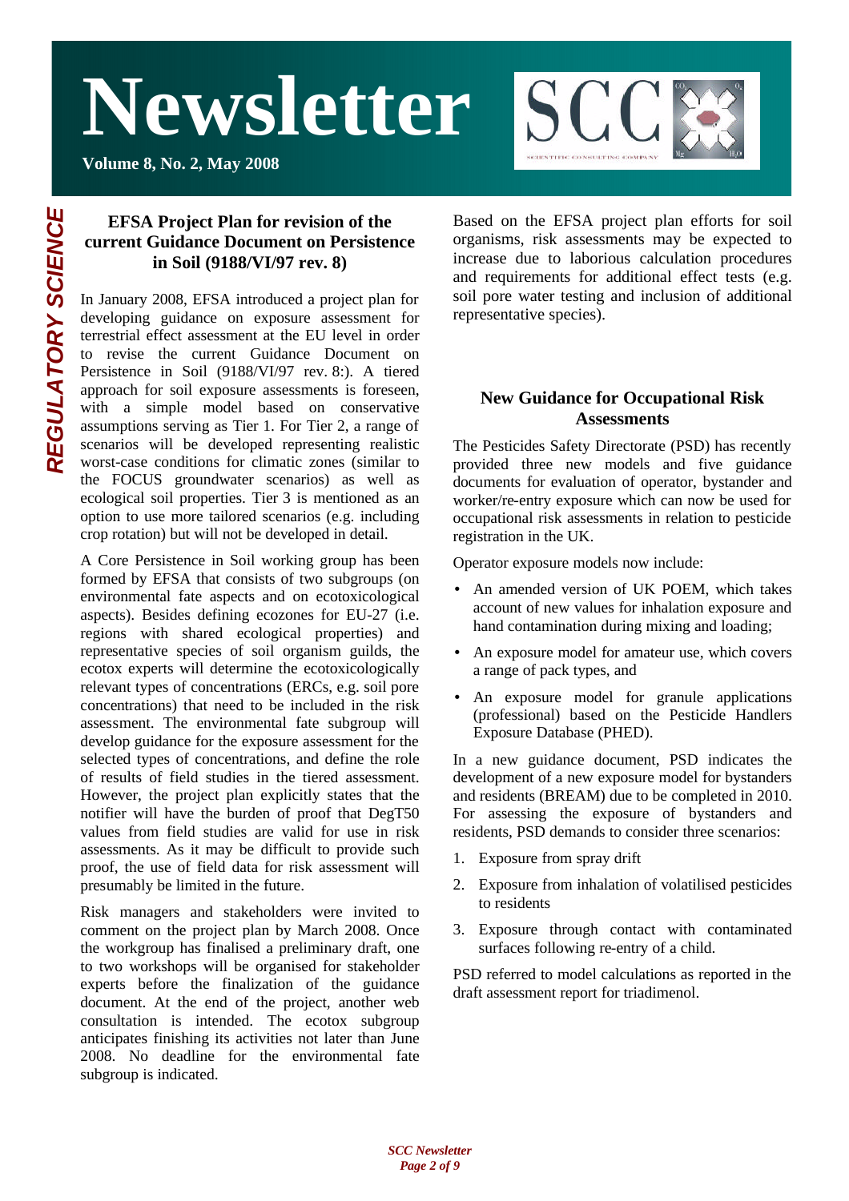REGULATORY SCIENCE

## EFSA Project Plan for revision of the current Guidance Document on Persistence in Soil (9188/VI/97 rev. 8)

In January 2008, EFSA introduced a project plan for developing guidance on exposure assessment for terrestrial effect assessment at the EU level in order to revise the current Guidance Document on Persistence in Soil (9188/VI/97 rev. 8:). A tiered approach for soil exposure assessments is foreseen, with a simple model based on conservative assumptions serving as Tier 1. For Tier 2, a range of scenarios will be developed representing realistic worst-case conditions for climatic zones (similar to the FOCUS groundwater scenarios) as well as ecological soil properties. Tier 3 is mentioned as an option to use more tailored scenarios (e.g. including crop rotation) but will not be developed in detail.

A Core Persistence in Soil working group has been formed by EFSA that consists of two subgroups (on environmental fate aspects and on ecotoxicological aspects). Besides defining ecozones for EU-27 (i.e. regions with shared ecological properties) and representative species of soil organism guilds, the ecotox experts will determine the ecotoxicologically relevant types of concentrations (ERCs, e.g. soil pore concentrations) that need to be included in the risk assessment. The environmental fate subgroup will develop guidance for the exposure assessment for the selected types of concentrations, and define the role of results of field studies in the tiered assessment. However, the project plan explicitly states that the notifier will have the burden of proof that DegT50 values from field studies are valid for use in risk assessments. As it may be difficult to provide such proof, the use of field data for risk assessment will presumably be limited in the future.

Risk managers and stakeholders were invited to comment on the project plan by March 2008. Once the workgroup has finalised a preliminary draft, one to two workshops will be organised for stakeholder experts before the finalization of the guidance document. At the end of the project, another web consultation is intended. The ecotox subgroup anticipates finishing its activities not later than June 2008. No deadline for the environmental fate subgroup is indicated.

Based on the EFSA project plan efforts for soil organisms, risk assessments may be expected to increase due to laborious calculation procedures and requirements for additional effect tests (e.g. soil pore water testing and inclusion of additional representative species).

## New Guidance for Occupational Risk Assessments

The Pesticides Safety Directorate (PSD) has recently provided three new models and five guidance documents for evaluation of operator, bystander and worker/re-entry exposure which can now be used for occupational risk assessments in relation to pesticide registration in the UK.

Operator exposure models now include:

- An amended version of UK POEM, which takes account of new values for inhalation exposure and hand contamination during mixing and loading;
- An exposure model for amateur use, which covers a range of pack types, and
- An exposure model for granule applications (professional) based on the Pesticide Handlers Exposure Database (PHED).

In a new guidance document, PSD indicates the development of a new exposure model for bystanders and residents (BREAM) due to be completed in 2010. For assessing the exposure of bystanders and residents, PSD demands to consider three scenarios:

1. Exposure from spray drift
2. Exposure from inhalation of volatilised pesticides to residents
3. Exposure through contact with contaminated surfaces following re-entry of a child.

PSD referred to model calculations as reported in the draft assessment report for triadimenol.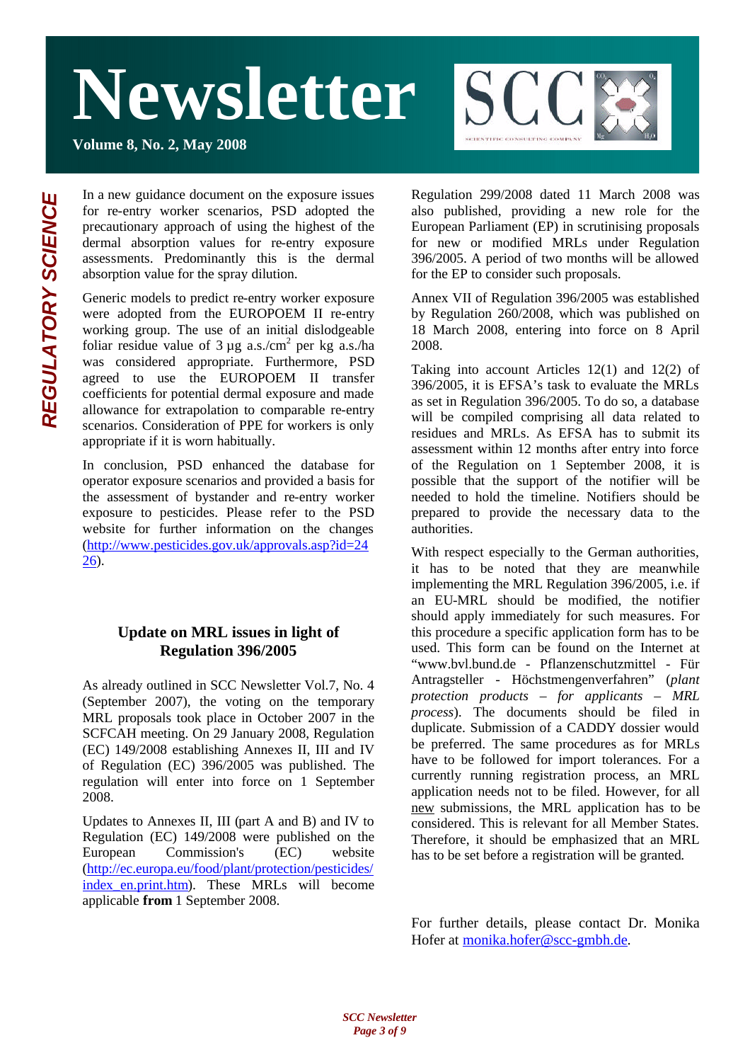In a new guidance document on the exposure issues for re-entry worker scenarios, PSD adopted the precautionary approach of using the highest of the dermal absorption values for re-entry exposure assessments. Predominantly this is the dermal absorption value for the spray dilution.

Generic models to predict re-entry worker exposure were adopted from the EUROPOEM II re-entry working group. The use of an initial dislodgeable foliar residue value of 3 µg a.s./$cm^2$ per kg a.s./ha was considered appropriate. Furthermore, PSD agreed to use the EUROPOEM II transfer coefficients for potential dermal exposure and made allowance for extrapolation to comparable re-entry scenarios. Consideration of PPE for workers is only appropriate if it is worn habitually.

In conclusion, PSD enhanced the database for operator exposure scenarios and provided a basis for the assessment of bystander and re-entry worker exposure to pesticides. Please refer to the PSD website for further information on the changes (http://www.pesticides.gov.uk/approvals.asp?id=2426).

## Update on MRL issues in light of Regulation 396/2005

As already outlined in SCC Newsletter Vol.7, No. 4 (September 2007), the voting on the temporary MRL proposals took place in October 2007 in the SCFCAH meeting. On 29 January 2008, Regulation (EC) 149/2008 establishing Annexes II, III and IV of Regulation (EC) 396/2005 was published. The regulation will enter into force on 1 September 2008.

Updates to Annexes II, III (part A and B) and IV to Regulation (EC) 149/2008 were published on the European Commission's (EC) website (http://ec.europa.eu/food/plant/protection/pesticides/index_en.print.htm). These MRLs will become applicable **from** 1 September 2008.

Regulation 299/2008 dated 11 March 2008 was also published, providing a new role for the European Parliament (EP) in scrutinising proposals for new or modified MRLs under Regulation 396/2005. A period of two months will be allowed for the EP to consider such proposals.

Annex VII of Regulation 396/2005 was established by Regulation 260/2008, which was published on 18 March 2008, entering into force on 8 April 2008.

Taking into account Articles 12(1) and 12(2) of 396/2005, it is EFSA's task to evaluate the MRLs as set in Regulation 396/2005. To do so, a database will be compiled comprising all data related to residues and MRLs. As EFSA has to submit its assessment within 12 months after entry into force of the Regulation on 1 September 2008, it is possible that the support of the notifier will be needed to hold the timeline. Notifiers should be prepared to provide the necessary data to the authorities.

With respect especially to the German authorities, it has to be noted that they are meanwhile implementing the MRL Regulation 396/2005, i.e. if an EU-MRL should be modified, the notifier should apply immediately for such measures. For this procedure a specific application form has to be used. This form can be found on the Internet at "www.bvl.bund.de - Pflanzenschutzmittel - Für Antragsteller - Höchstmengenverfahren" (*plant protection products – for applicants – MRL process*). The documents should be filed in duplicate. Submission of a CADDY dossier would be preferred. The same procedures as for MRLs have to be followed for import tolerances. For a currently running registration process, an MRL application needs not to be filed. However, for all new submissions, the MRL application has to be considered. This is relevant for all Member States. Therefore, it should be emphasized that an MRL has to be set before a registration will be granted.

For further details, please contact Dr. Monika Hofer at monika.hofer@scc-gmbh.de.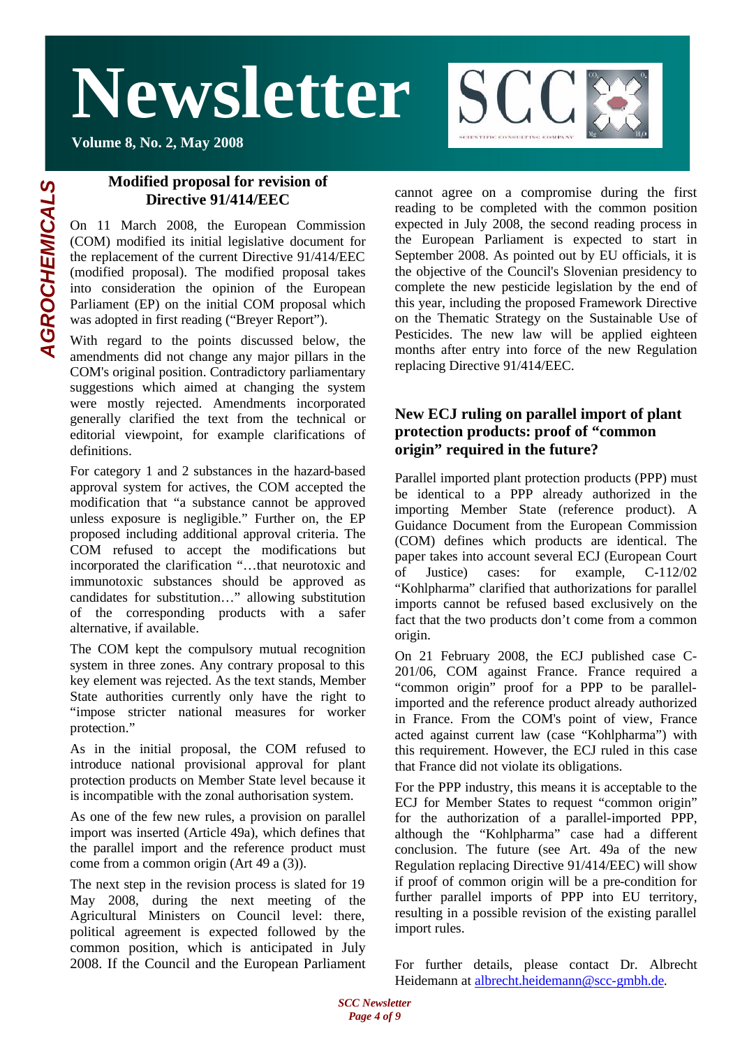# Newsletter

**Volume 8, No. 2, May 2008**

*AGROCHEMICALS*

## Modified proposal for revision of Directive 91/414/EEC

On 11 March 2008, the European Commission (COM) modified its initial legislative document for the replacement of the current Directive 91/414/EEC (modified proposal). The modified proposal takes into consideration the opinion of the European Parliament (EP) on the initial COM proposal which was adopted in first reading ("Breyer Report").

With regard to the points discussed below, the amendments did not change any major pillars in the COM's original position. Contradictory parliamentary suggestions which aimed at changing the system were mostly rejected. Amendments incorporated generally clarified the text from the technical or editorial viewpoint, for example clarifications of definitions.

For category 1 and 2 substances in the hazard-based approval system for actives, the COM accepted the modification that "a substance cannot be approved unless exposure is negligible." Further on, the EP proposed including additional approval criteria. The COM refused to accept the modifications but incorporated the clarification "…that neurotoxic and immunotoxic substances should be approved as candidates for substitution…" allowing substitution of the corresponding products with a safer alternative, if available.

The COM kept the compulsory mutual recognition system in three zones. Any contrary proposal to this key element was rejected. As the text stands, Member State authorities currently only have the right to "impose stricter national measures for worker protection."

As in the initial proposal, the COM refused to introduce national provisional approval for plant protection products on Member State level because it is incompatible with the zonal authorisation system.

As one of the few new rules, a provision on parallel import was inserted (Article 49a), which defines that the parallel import and the reference product must come from a common origin (Art 49 a (3)).

The next step in the revision process is slated for 19 May 2008, during the next meeting of the Agricultural Ministers on Council level: there, political agreement is expected followed by the common position, which is anticipated in July 2008. If the Council and the European Parliament cannot agree on a compromise during the first reading to be completed with the common position expected in July 2008, the second reading process in the European Parliament is expected to start in September 2008. As pointed out by EU officials, it is the objective of the Council's Slovenian presidency to complete the new pesticide legislation by the end of this year, including the proposed Framework Directive on the Thematic Strategy on the Sustainable Use of Pesticides. The new law will be applied eighteen months after entry into force of the new Regulation replacing Directive 91/414/EEC.

## New ECJ ruling on parallel import of plant protection products: proof of "common origin" required in the future?

Parallel imported plant protection products (PPP) must be identical to a PPP already authorized in the importing Member State (reference product). A Guidance Document from the European Commission (COM) defines which products are identical. The paper takes into account several ECJ (European Court of Justice) cases: for example, C-112/02 "Kohlpharma" clarified that authorizations for parallel imports cannot be refused based exclusively on the fact that the two products don't come from a common origin.

On 21 February 2008, the ECJ published case C-201/06, COM against France. France required a "common origin" proof for a PPP to be parallel-imported and the reference product already authorized in France. From the COM's point of view, France acted against current law (case "Kohlpharma") with this requirement. However, the ECJ ruled in this case that France did not violate its obligations.

For the PPP industry, this means it is acceptable to the ECJ for Member States to request "common origin" for the authorization of a parallel-imported PPP, although the "Kohlpharma" case had a different conclusion. The future (see Art. 49a of the new Regulation replacing Directive 91/414/EEC) will show if proof of common origin will be a pre-condition for further parallel imports of PPP into EU territory, resulting in a possible revision of the existing parallel import rules.

For further details, please contact Dr. Albrecht Heidemann at albrecht.heidemann@scc-gmbh.de.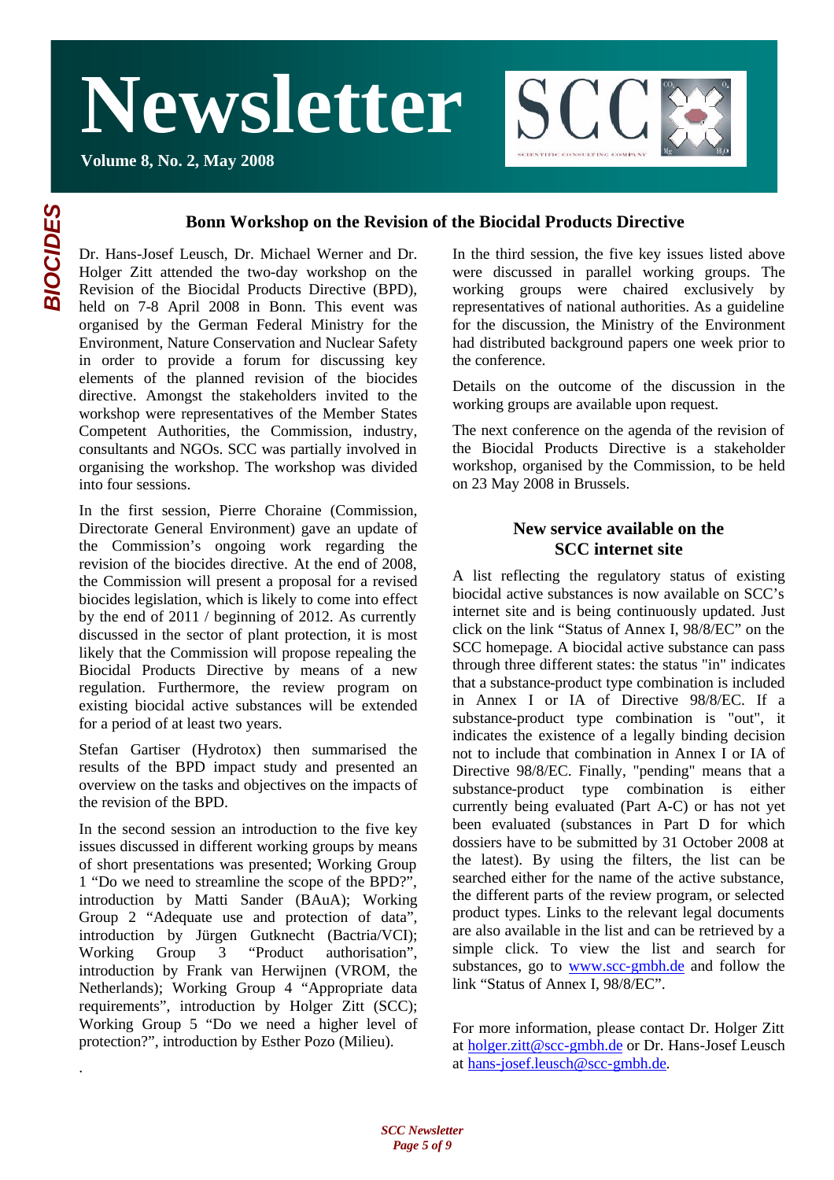# Newsletter

**Volume 8, No. 2, May 2008**

*BIOCIDES*

## Bonn Workshop on the Revision of the Biocidal Products Directive

Dr. Hans-Josef Leusch, Dr. Michael Werner and Dr. Holger Zitt attended the two-day workshop on the Revision of the Biocidal Products Directive (BPD), held on 7-8 April 2008 in Bonn. This event was organised by the German Federal Ministry for the Environment, Nature Conservation and Nuclear Safety in order to provide a forum for discussing key elements of the planned revision of the biocides directive. Amongst the stakeholders invited to the workshop were representatives of the Member States Competent Authorities, the Commission, industry, consultants and NGOs. SCC was partially involved in organising the workshop. The workshop was divided into four sessions.

In the first session, Pierre Choraine (Commission, Directorate General Environment) gave an update of the Commission's ongoing work regarding the revision of the biocides directive. At the end of 2008, the Commission will present a proposal for a revised biocides legislation, which is likely to come into effect by the end of 2011 / beginning of 2012. As currently discussed in the sector of plant protection, it is most likely that the Commission will propose repealing the Biocidal Products Directive by means of a new regulation. Furthermore, the review program on existing biocidal active substances will be extended for a period of at least two years.

Stefan Gartiser (Hydrotox) then summarised the results of the BPD impact study and presented an overview on the tasks and objectives on the impacts of the revision of the BPD.

In the second session an introduction to the five key issues discussed in different working groups by means of short presentations was presented; Working Group 1 "Do we need to streamline the scope of the BPD?", introduction by Matti Sander (BAuA); Working Group 2 "Adequate use and protection of data", introduction by Jürgen Gutknecht (Bactria/VCI); Working Group 3 "Product authorisation", introduction by Frank van Herwijnen (VROM, the Netherlands); Working Group 4 "Appropriate data requirements", introduction by Holger Zitt (SCC); Working Group 5 "Do we need a higher level of protection?", introduction by Esther Pozo (Milieu).

In the third session, the five key issues listed above were discussed in parallel working groups. The working groups were chaired exclusively by representatives of national authorities. As a guideline for the discussion, the Ministry of the Environment had distributed background papers one week prior to the conference.

Details on the outcome of the discussion in the working groups are available upon request.

The next conference on the agenda of the revision of the Biocidal Products Directive is a stakeholder workshop, organised by the Commission, to be held on 23 May 2008 in Brussels.

## New service available on the SCC internet site

A list reflecting the regulatory status of existing biocidal active substances is now available on SCC's internet site and is being continuously updated. Just click on the link "Status of Annex I, 98/8/EC" on the SCC homepage. A biocidal active substance can pass through three different states: the status "in" indicates that a substance-product type combination is included in Annex I or IA of Directive 98/8/EC. If a substance-product type combination is "out", it indicates the existence of a legally binding decision not to include that combination in Annex I or IA of Directive 98/8/EC. Finally, "pending" means that a substance-product type combination is either currently being evaluated (Part A-C) or has not yet been evaluated (substances in Part D for which dossiers have to be submitted by 31 October 2008 at the latest). By using the filters, the list can be searched either for the name of the active substance, the different parts of the review program, or selected product types. Links to the relevant legal documents are also available in the list and can be retrieved by a simple click. To view the list and search for substances, go to www.scc-gmbh.de and follow the link "Status of Annex I, 98/8/EC".

For more information, please contact Dr. Holger Zitt at holger.zitt@scc-gmbh.de or Dr. Hans-Josef Leusch at hans-josef.leusch@scc-gmbh.de.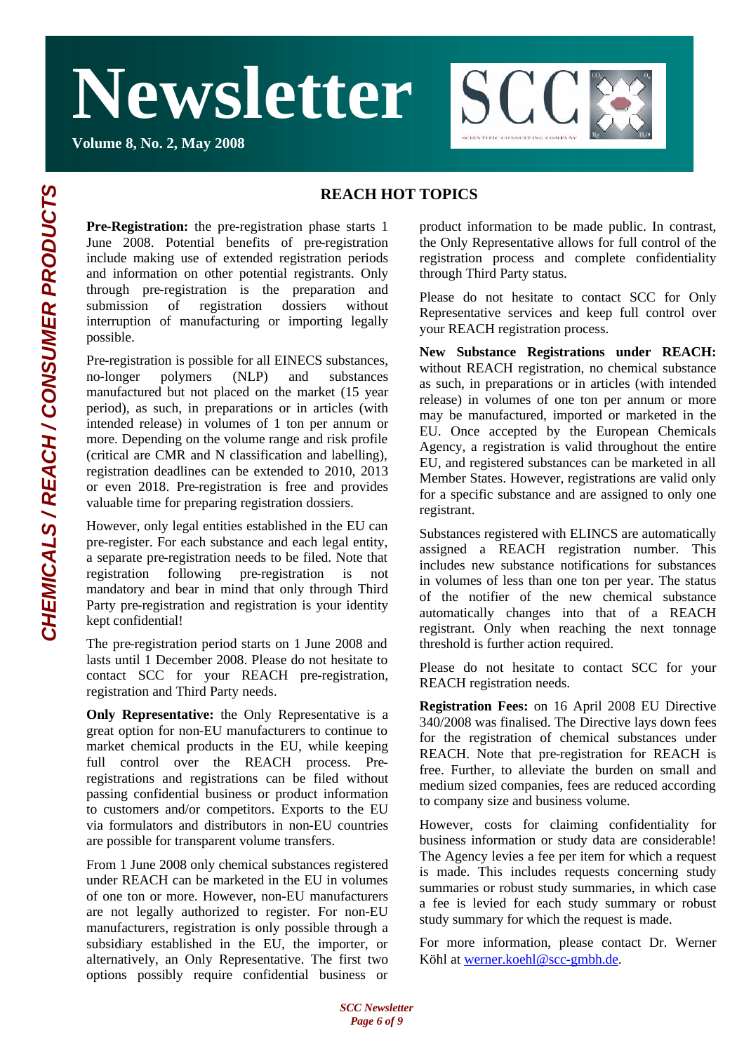# REACH HOT TOPICS

**Pre-Registration:** the pre-registration phase starts 1 June 2008. Potential benefits of pre-registration include making use of extended registration periods and information on other potential registrants. Only through pre-registration is the preparation and submission of registration dossiers without interruption of manufacturing or importing legally possible.

Pre-registration is possible for all EINECS substances, no-longer polymers (NLP) and substances manufactured but not placed on the market (15 year period), as such, in preparations or in articles (with intended release) in volumes of 1 ton per annum or more. Depending on the volume range and risk profile (critical are CMR and N classification and labelling), registration deadlines can be extended to 2010, 2013 or even 2018. Pre-registration is free and provides valuable time for preparing registration dossiers.

However, only legal entities established in the EU can pre-register. For each substance and each legal entity, a separate pre-registration needs to be filed. Note that registration following pre-registration is not mandatory and bear in mind that only through Third Party pre-registration and registration is your identity kept confidential!

The pre-registration period starts on 1 June 2008 and lasts until 1 December 2008. Please do not hesitate to contact SCC for your REACH pre-registration, registration and Third Party needs.

**Only Representative:** the Only Representative is a great option for non-EU manufacturers to continue to market chemical products in the EU, while keeping full control over the REACH process. Pre-registrations and registrations can be filed without passing confidential business or product information to customers and/or competitors. Exports to the EU via formulators and distributors in non-EU countries are possible for transparent volume transfers.

From 1 June 2008 only chemical substances registered under REACH can be marketed in the EU in volumes of one ton or more. However, non-EU manufacturers are not legally authorized to register. For non-EU manufacturers, registration is only possible through a subsidiary established in the EU, the importer, or alternatively, an Only Representative. The first two options possibly require confidential business or product information to be made public. In contrast, the Only Representative allows for full control of the registration process and complete confidentiality through Third Party status.

Please do not hesitate to contact SCC for Only Representative services and keep full control over your REACH registration process.

**New Substance Registrations under REACH:** without REACH registration, no chemical substance as such, in preparations or in articles (with intended release) in volumes of one ton per annum or more may be manufactured, imported or marketed in the EU. Once accepted by the European Chemicals Agency, a registration is valid throughout the entire EU, and registered substances can be marketed in all Member States. However, registrations are valid only for a specific substance and are assigned to only one registrant.

Substances registered with ELINCS are automatically assigned a REACH registration number. This includes new substance notifications for substances in volumes of less than one ton per year. The status of the notifier of the new chemical substance automatically changes into that of a REACH registrant. Only when reaching the next tonnage threshold is further action required.

Please do not hesitate to contact SCC for your REACH registration needs.

**Registration Fees:** on 16 April 2008 EU Directive 340/2008 was finalised. The Directive lays down fees for the registration of chemical substances under REACH. Note that pre-registration for REACH is free. Further, to alleviate the burden on small and medium sized companies, fees are reduced according to company size and business volume.

However, costs for claiming confidentiality for business information or study data are considerable! The Agency levies a fee per item for which a request is made. This includes requests concerning study summaries or robust study summaries, in which case a fee is levied for each study summary or robust study summary for which the request is made.

For more information, please contact Dr. Werner Köhl at werner.koehl@scc-gmbh.de.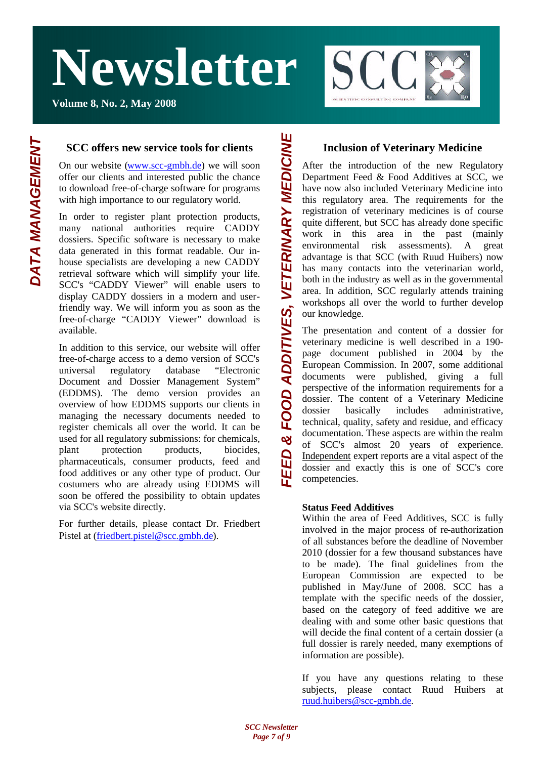# Newsletter

**Volume 8, No. 2, May 2008**

*DATA MANAGEMENT*

## SCC offers new service tools for clients

On our website (www.scc-gmbh.de) we will soon offer our clients and interested public the chance to download free-of-charge software for programs with high importance to our regulatory world.

In order to register plant protection products, many national authorities require CADDY dossiers. Specific software is necessary to make data generated in this format readable. Our in-house specialists are developing a new CADDY retrieval software which will simplify your life. SCC's "CADDY Viewer" will enable users to display CADDY dossiers in a modern and user-friendly way. We will inform you as soon as the free-of-charge "CADDY Viewer" download is available.

In addition to this service, our website will offer free-of-charge access to a demo version of SCC's universal regulatory database "Electronic Document and Dossier Management System" (EDDMS). The demo version provides an overview of how EDDMS supports our clients in managing the necessary documents needed to register chemicals all over the world. It can be used for all regulatory submissions: for chemicals, plant protection products, biocides, pharmaceuticals, consumer products, feed and food additives or any other type of product. Our costumers who are already using EDDMS will soon be offered the possibility to obtain updates via SCC's website directly.

For further details, please contact Dr. Friedbert Pistel at (friedbert.pistel@scc.gmbh.de).

*FEED & FOOD ADDITIVES, VETERINARY MEDICINE*

## Inclusion of Veterinary Medicine

After the introduction of the new Regulatory Department Feed & Food Additives at SCC, we have now also included Veterinary Medicine into this regulatory area. The requirements for the registration of veterinary medicines is of course quite different, but SCC has already done specific work in this area in the past (mainly environmental risk assessments). A great advantage is that SCC (with Ruud Huibers) now has many contacts into the veterinarian world, both in the industry as well as in the governmental area. In addition, SCC regularly attends training workshops all over the world to further develop our knowledge.

The presentation and content of a dossier for veterinary medicine is well described in a 190-page document published in 2004 by the European Commission. In 2007, some additional documents were published, giving a full perspective of the information requirements for a dossier. The content of a Veterinary Medicine dossier basically includes administrative, technical, quality, safety and residue, and efficacy documentation. These aspects are within the realm of SCC's almost 20 years of experience. Independent expert reports are a vital aspect of the dossier and exactly this is one of SCC's core competencies.

**Status Feed Additives**

Within the area of Feed Additives, SCC is fully involved in the major process of re-authorization of all substances before the deadline of November 2010 (dossier for a few thousand substances have to be made). The final guidelines from the European Commission are expected to be published in May/June of 2008. SCC has a template with the specific needs of the dossier, based on the category of feed additive we are dealing with and some other basic questions that will decide the final content of a certain dossier (a full dossier is rarely needed, many exemptions of information are possible).

If you have any questions relating to these subjects, please contact Ruud Huibers at ruud.huibers@scc-gmbh.de.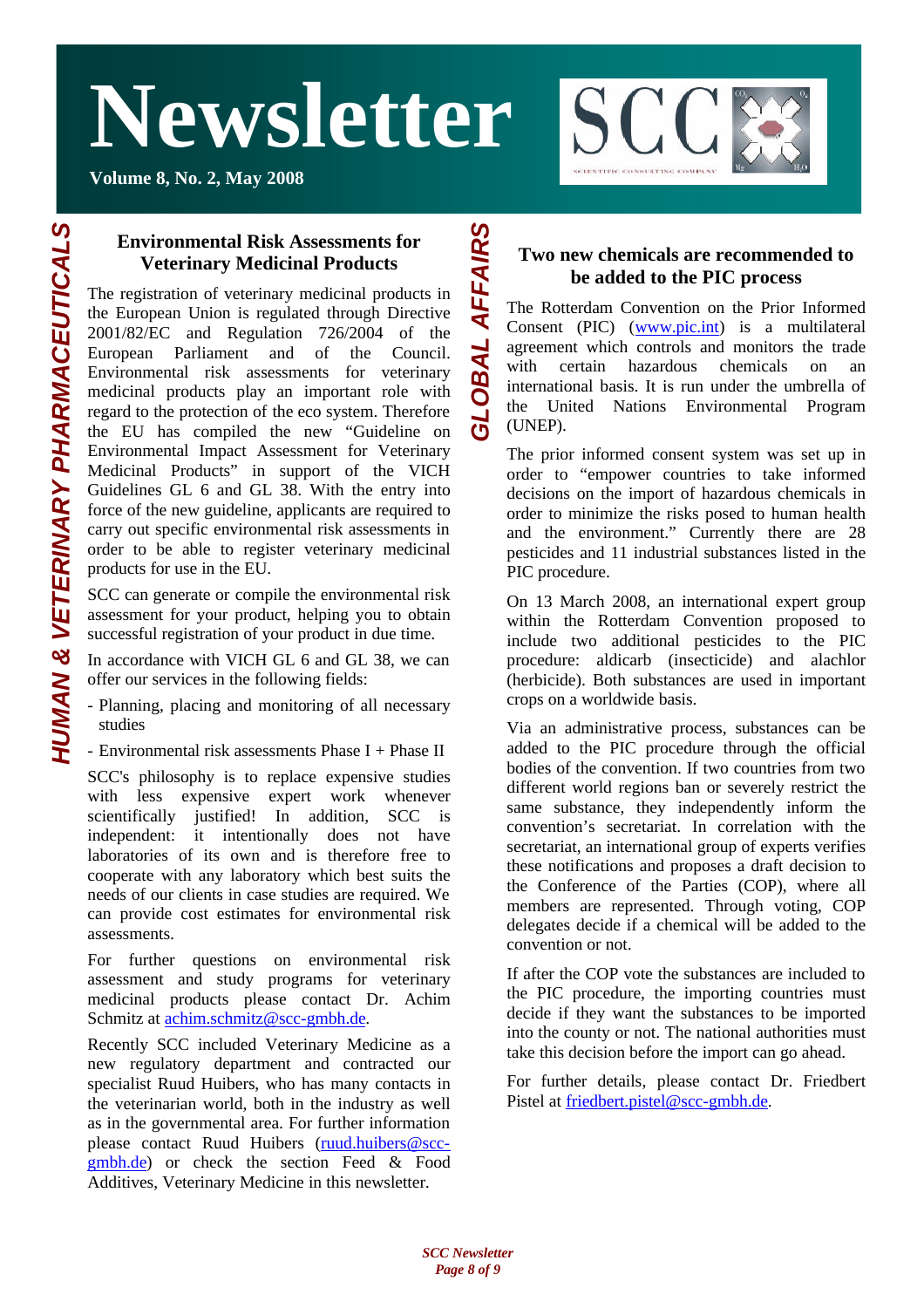# Newsletter

**Volume 8, No. 2, May 2008**

*HUMAN & VETERINARY PHARMACEUTICALS*

## Environmental Risk Assessments for Veterinary Medicinal Products

The registration of veterinary medicinal products in the European Union is regulated through Directive 2001/82/EC and Regulation 726/2004 of the European Parliament and of the Council. Environmental risk assessments for veterinary medicinal products play an important role with regard to the protection of the eco system. Therefore the EU has compiled the new "Guideline on Environmental Impact Assessment for Veterinary Medicinal Products" in support of the VICH Guidelines GL 6 and GL 38. With the entry into force of the new guideline, applicants are required to carry out specific environmental risk assessments in order to be able to register veterinary medicinal products for use in the EU.

SCC can generate or compile the environmental risk assessment for your product, helping you to obtain successful registration of your product in due time.

In accordance with VICH GL 6 and GL 38, we can offer our services in the following fields:

- Planning, placing and monitoring of all necessary studies
- Environmental risk assessments Phase I + Phase II

SCC's philosophy is to replace expensive studies with less expensive expert work whenever scientifically justified! In addition, SCC is independent: it intentionally does not have laboratories of its own and is therefore free to cooperate with any laboratory which best suits the needs of our clients in case studies are required. We can provide cost estimates for environmental risk assessments.

For further questions on environmental risk assessment and study programs for veterinary medicinal products please contact Dr. Achim Schmitz at achim.schmitz@scc-gmbh.de.

Recently SCC included Veterinary Medicine as a new regulatory department and contracted our specialist Ruud Huibers, who has many contacts in the veterinarian world, both in the industry as well as in the governmental area. For further information please contact Ruud Huibers (ruud.huibers@scc-gmbh.de) or check the section Feed & Food Additives, Veterinary Medicine in this newsletter.

*GLOBAL AFFAIRS*

## Two new chemicals are recommended to be added to the PIC process

The Rotterdam Convention on the Prior Informed Consent (PIC) (www.pic.int) is a multilateral agreement which controls and monitors the trade with certain hazardous chemicals on an international basis. It is run under the umbrella of the United Nations Environmental Program (UNEP).

The prior informed consent system was set up in order to "empower countries to take informed decisions on the import of hazardous chemicals in order to minimize the risks posed to human health and the environment." Currently there are 28 pesticides and 11 industrial substances listed in the PIC procedure.

On 13 March 2008, an international expert group within the Rotterdam Convention proposed to include two additional pesticides to the PIC procedure: aldicarb (insecticide) and alachlor (herbicide). Both substances are used in important crops on a worldwide basis.

Via an administrative process, substances can be added to the PIC procedure through the official bodies of the convention. If two countries from two different world regions ban or severely restrict the same substance, they independently inform the convention's secretariat. In correlation with the secretariat, an international group of experts verifies these notifications and proposes a draft decision to the Conference of the Parties (COP), where all members are represented. Through voting, COP delegates decide if a chemical will be added to the convention or not.

If after the COP vote the substances are included to the PIC procedure, the importing countries must decide if they want the substances to be imported into the county or not. The national authorities must take this decision before the import can go ahead.

For further details, please contact Dr. Friedbert Pistel at friedbert.pistel@scc-gmbh.de.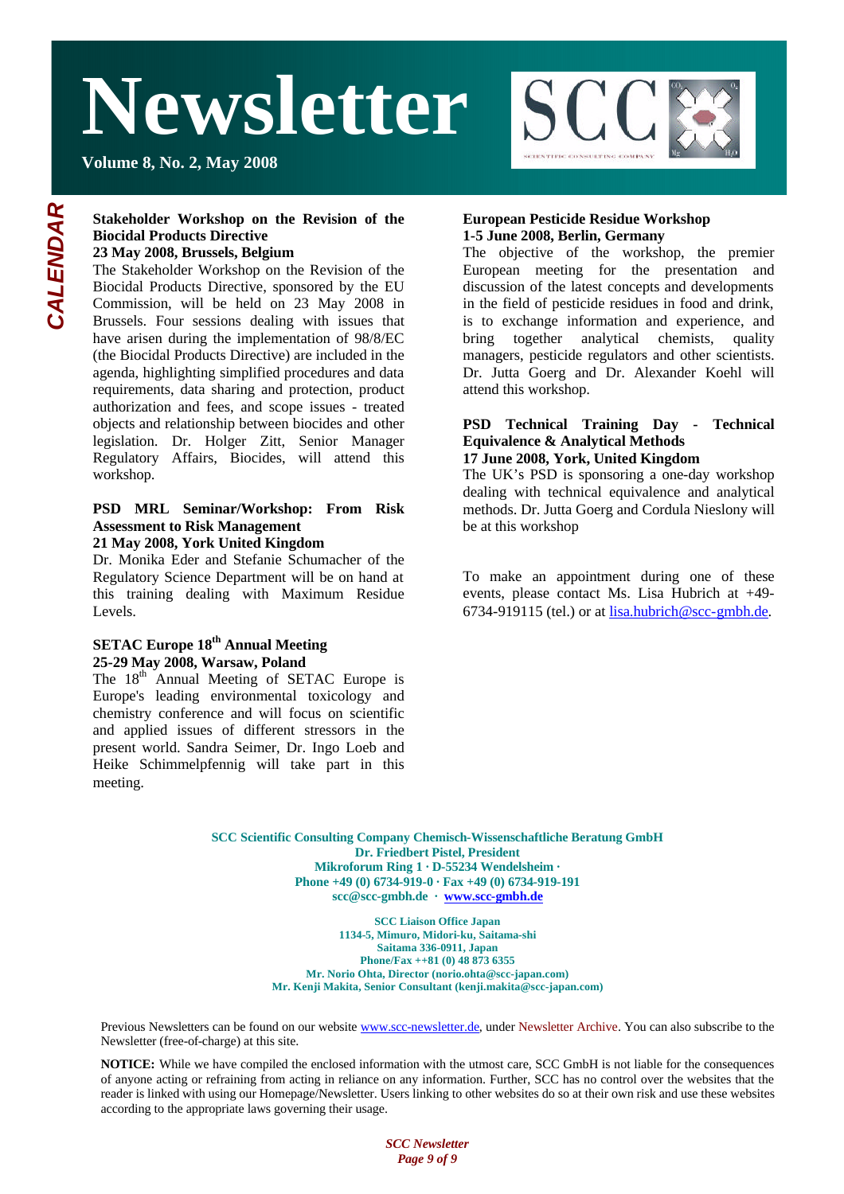# Newsletter

**Volume 8, No. 2, May 2008**

## CALENDAR

**Stakeholder Workshop on the Revision of the Biocidal Products Directive**
**23 May 2008, Brussels, Belgium**

The Stakeholder Workshop on the Revision of the Biocidal Products Directive, sponsored by the EU Commission, will be held on 23 May 2008 in Brussels. Four sessions dealing with issues that have arisen during the implementation of 98/8/EC (the Biocidal Products Directive) are included in the agenda, highlighting simplified procedures and data requirements, data sharing and protection, product authorization and fees, and scope issues - treated objects and relationship between biocides and other legislation. Dr. Holger Zitt, Senior Manager Regulatory Affairs, Biocides, will attend this workshop.

**PSD MRL Seminar/Workshop: From Risk Assessment to Risk Management**
**21 May 2008, York United Kingdom**

Dr. Monika Eder and Stefanie Schumacher of the Regulatory Science Department will be on hand at this training dealing with Maximum Residue Levels.

**SETAC Europe 18th Annual Meeting**
**25-29 May 2008, Warsaw, Poland**

The 18th Annual Meeting of SETAC Europe is Europe's leading environmental toxicology and chemistry conference and will focus on scientific and applied issues of different stressors in the present world. Sandra Seimer, Dr. Ingo Loeb and Heike Schimmelpfennig will take part in this meeting.

**European Pesticide Residue Workshop**
**1-5 June 2008, Berlin, Germany**

The objective of the workshop, the premier European meeting for the presentation and discussion of the latest concepts and developments in the field of pesticide residues in food and drink, is to exchange information and experience, and bring together analytical chemists, quality managers, pesticide regulators and other scientists. Dr. Jutta Goerg and Dr. Alexander Koehl will attend this workshop.

**PSD Technical Training Day - Technical Equivalence & Analytical Methods**
**17 June 2008, York, United Kingdom**

The UK's PSD is sponsoring a one-day workshop dealing with technical equivalence and analytical methods. Dr. Jutta Goerg and Cordula Nieslony will be at this workshop

To make an appointment during one of these events, please contact Ms. Lisa Hubrich at +49-6734-919115 (tel.) or at lisa.hubrich@scc-gmbh.de.

**SCC Scientific Consulting Company Chemisch-Wissenschaftliche Beratung GmbH**
**Dr. Friedbert Pistel, President**
**Mikroforum Ring 1 · D-55234 Wendelsheim ·**
**Phone +49 (0) 6734-919-0 · Fax +49 (0) 6734-919-191**
**scc@scc-gmbh.de · www.scc-gmbh.de**

**SCC Liaison Office Japan**
**1134-5, Mimuro, Midori-ku, Saitama-shi**
**Saitama 336-0911, Japan**
**Phone/Fax ++81 (0) 48 873 6355**
**Mr. Norio Ohta, Director (norio.ohta@scc-japan.com)**
**Mr. Kenji Makita, Senior Consultant (kenji.makita@scc-japan.com)**

Previous Newsletters can be found on our website www.scc-newsletter.de, under Newsletter Archive. You can also subscribe to the Newsletter (free-of-charge) at this site.

**NOTICE:** While we have compiled the enclosed information with the utmost care, SCC GmbH is not liable for the consequences of anyone acting or refraining from acting in reliance on any information. Further, SCC has no control over the websites that the reader is linked with using our Homepage/Newsletter. Users linking to other websites do so at their own risk and use these websites according to the appropriate laws governing their usage.